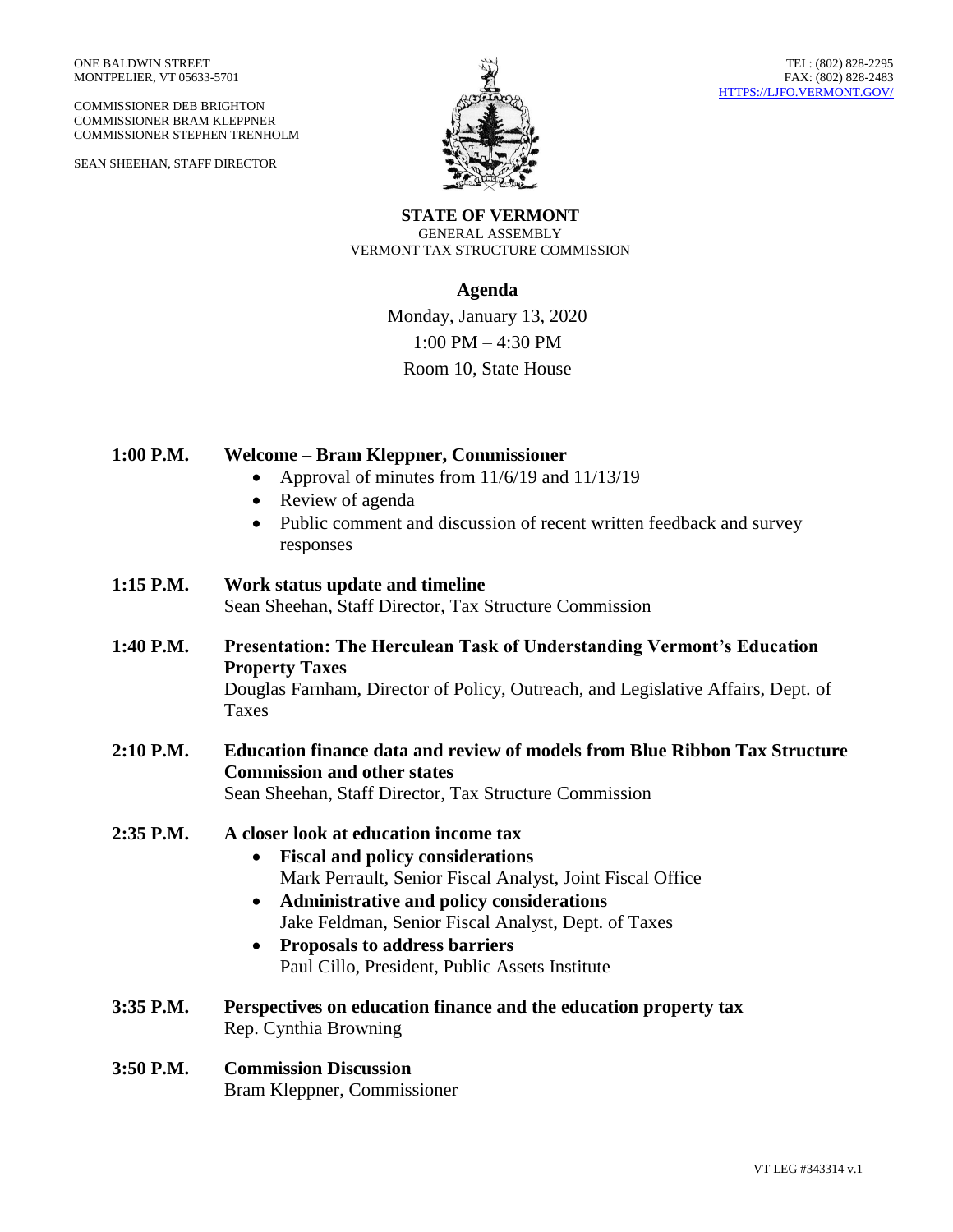ONE BALDWIN STREET
MONTPELIER, VT 05633-5701

COMMISSIONER DEB BRIGHTON
COMMISSIONER BRAM KLEPPNER
COMMISSIONER STEPHEN TRENHOLM

SEAN SHEEHAN, STAFF DIRECTOR

TEL: (802) 828-2295
FAX: (802) 828-2483
HTTPS://LJFO.VERMONT.GOV/

**STATE OF VERMONT**
GENERAL ASSEMBLY
VERMONT TAX STRUCTURE COMMISSION

## Agenda

Monday, January 13, 2020
1:00 PM – 4:30 PM
Room 10, State House

**1:00 P.M.** **Welcome – Bram Kleppner, Commissioner**

- Approval of minutes from 11/6/19 and 11/13/19
- Review of agenda
- Public comment and discussion of recent written feedback and survey responses

**1:15 P.M.** **Work status update and timeline**
Sean Sheehan, Staff Director, Tax Structure Commission

**1:40 P.M.** **Presentation: The Herculean Task of Understanding Vermont's Education Property Taxes**
Douglas Farnham, Director of Policy, Outreach, and Legislative Affairs, Dept. of Taxes

**2:10 P.M.** **Education finance data and review of models from Blue Ribbon Tax Structure Commission and other states**
Sean Sheehan, Staff Director, Tax Structure Commission

**2:35 P.M.** **A closer look at education income tax**

- **Fiscal and policy considerations**
  Mark Perrault, Senior Fiscal Analyst, Joint Fiscal Office
- **Administrative and policy considerations**
  Jake Feldman, Senior Fiscal Analyst, Dept. of Taxes
- **Proposals to address barriers**
  Paul Cillo, President, Public Assets Institute

**3:35 P.M.** **Perspectives on education finance and the education property tax**
Rep. Cynthia Browning

**3:50 P.M.** **Commission Discussion**
Bram Kleppner, Commissioner

VT LEG #343314 v.1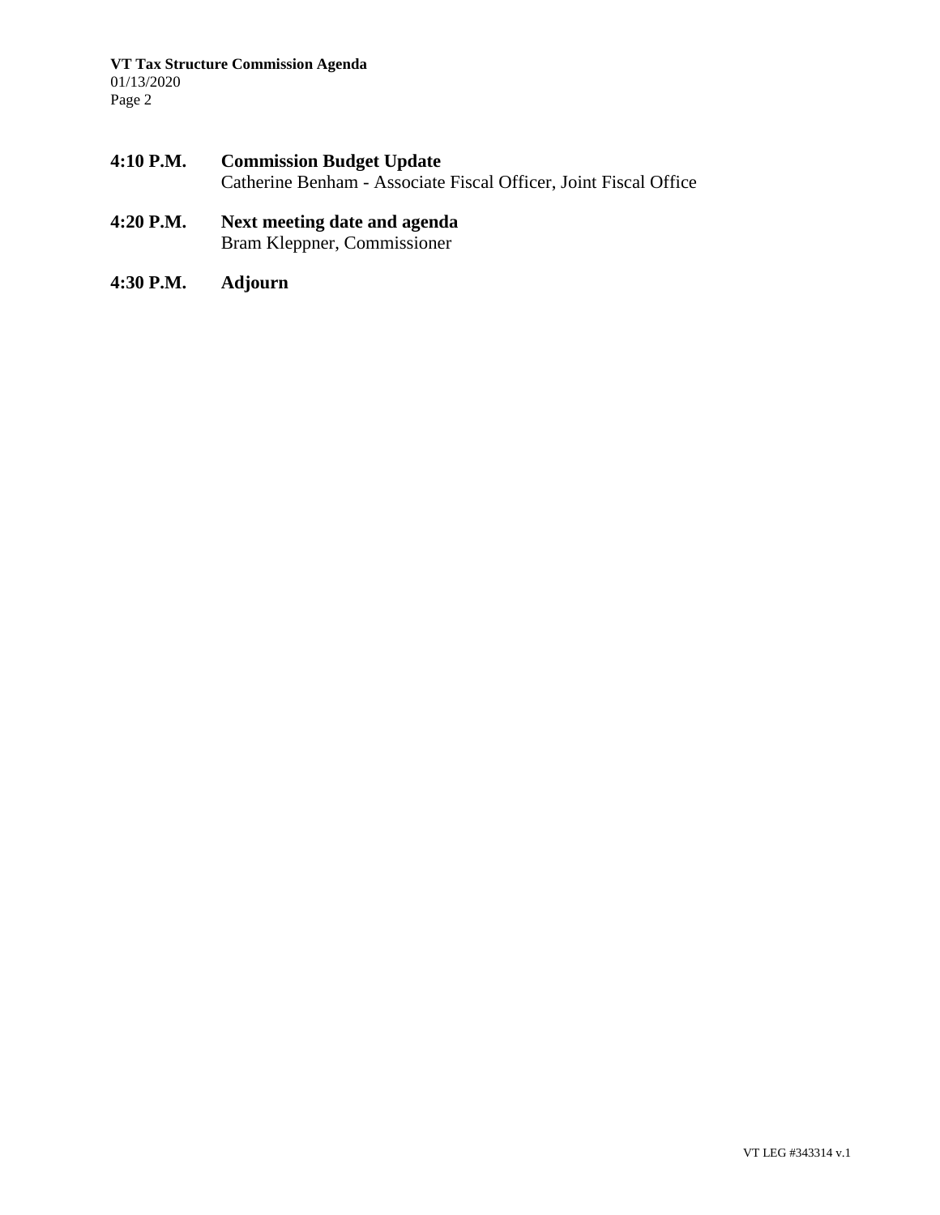**4:10 P.M.** **Commission Budget Update**
Catherine Benham - Associate Fiscal Officer, Joint Fiscal Office

**4:20 P.M.** **Next meeting date and agenda**
Bram Kleppner, Commissioner

**4:30 P.M.** **Adjourn**

VT LEG #343314 v.1